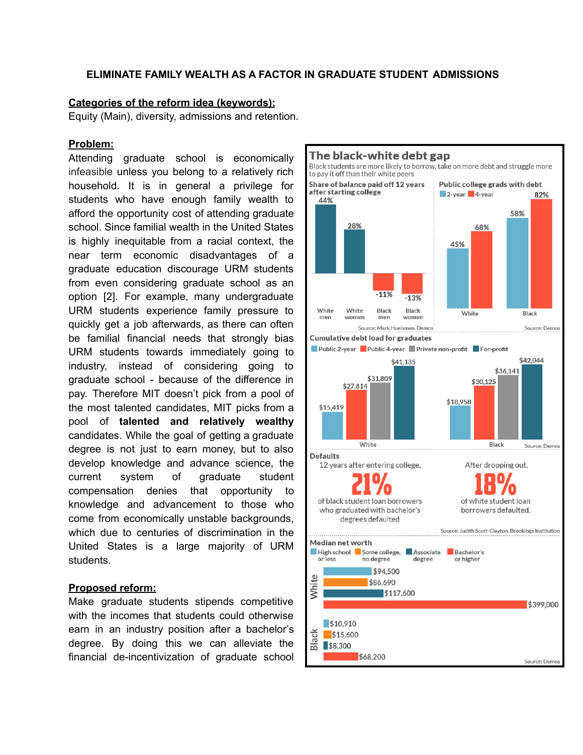# ELIMINATE FAMILY WEALTH AS A FACTOR IN GRADUATE STUDENT ADMISSIONS

**Categories of the reform idea (keywords):**
Equity (Main), diversity, admissions and retention.

**Problem:**
Attending graduate school is economically infeasible unless you belong to a relatively rich household. It is in general a privilege for students who have enough family wealth to afford the opportunity cost of attending graduate school. Since familial wealth in the United States is highly inequitable from a racial context, the near term economic disadvantages of a graduate education discourage URM students from even considering graduate school as an option [2]. For example, many undergraduate URM students experience family pressure to quickly get a job afterwards, as there can often be familial financial needs that strongly bias URM students towards immediately going to industry, instead of considering going to graduate school - because of the difference in pay. Therefore MIT doesn't pick from a pool of the most talented candidates, MIT picks from a pool of **talented and relatively wealthy** candidates. While the goal of getting a graduate degree is not just to earn money, but to also develop knowledge and advance science, the current system of graduate student compensation denies that opportunity to knowledge and advancement to those who come from economically unstable backgrounds, which due to centuries of discrimination in the United States is a large majority of URM students.

**Proposed reform:**
Make graduate students stipends competitive with the incomes that students could otherwise earn in an industry position after a bachelor's degree. By doing this we can alleviate the financial de-incentivization of graduate school

**The black-white debt gap**

Black students are more likely to borrow, take on more debt and struggle more to pay it off than their white peers

**Share of balance paid off 12 years after starting college**

| White men | White women | Black men | Black women |
|---|---|---|---|
| 44% | 28% | -11% | -13% |

Source: Mark Huelsman, Demos

**Public college grads with debt**

| | 2-year | 4-year |
|---|---|---|
| White | 45% | 68% |
| Black | 58% | 82% |

Source: Demos

**Cumulative debt load for graduates**

| | Public 2-year | Public 4-year | Private non-profit | For-profit |
|---|---|---|---|---|
| White | $15,419 | $27,814 | $31,809 | $41,135 |
| Black | $18,958 | $30,125 | $36,141 | $42,044 |

Source: Demos

**Defaults**

12 years after entering college, **21%** of black student loan borrowers who graduated with bachelor's degrees defaulted

After dropping out, **18%** of white student loan borrowers defaulted.

Source: Judith Scott-Clayton, Brookings Institution

**Median net worth**

| | High school or less | Some college, no degree | Associate degree | Bachelor's or higher |
|---|---|---|---|---|
| White | $94,500 | $86,690 | $117,600 | $399,000 |
| Black | $10,910 | $15,600 | $8,300 | $68,200 |

Source: Demos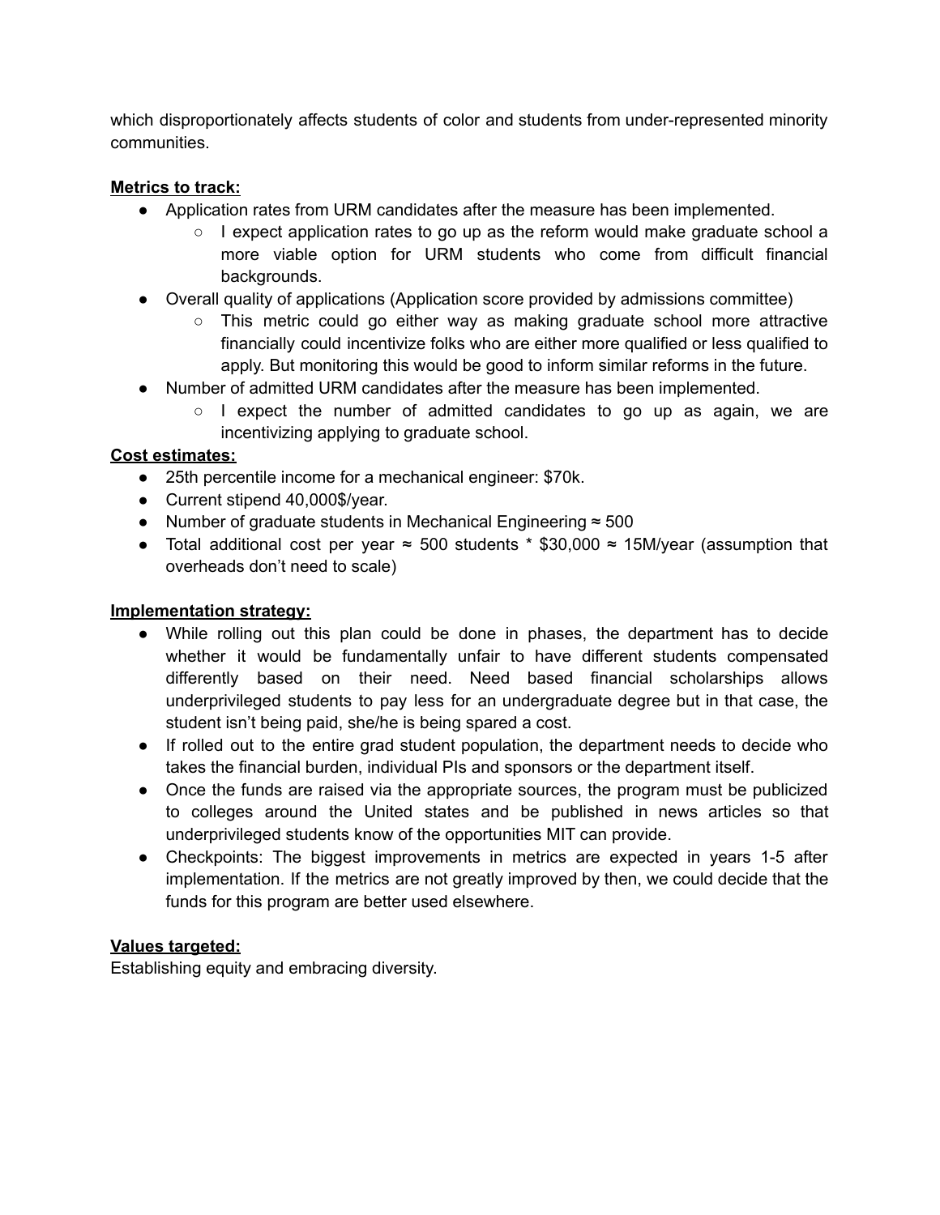which disproportionately affects students of color and students from under-represented minority communities.

**Metrics to track:**

- Application rates from URM candidates after the measure has been implemented.
    - I expect application rates to go up as the reform would make graduate school a more viable option for URM students who come from difficult financial backgrounds.
- Overall quality of applications (Application score provided by admissions committee)
    - This metric could go either way as making graduate school more attractive financially could incentivize folks who are either more qualified or less qualified to apply. But monitoring this would be good to inform similar reforms in the future.
- Number of admitted URM candidates after the measure has been implemented.
    - I expect the number of admitted candidates to go up as again, we are incentivizing applying to graduate school.

**Cost estimates:**

- 25th percentile income for a mechanical engineer: $70k.
- Current stipend 40,000$/year.
- Number of graduate students in Mechanical Engineering ≈ 500
- Total additional cost per year ≈ 500 students * $30,000 ≈ 15M/year (assumption that overheads don't need to scale)

**Implementation strategy:**

- While rolling out this plan could be done in phases, the department has to decide whether it would be fundamentally unfair to have different students compensated differently based on their need. Need based financial scholarships allows underprivileged students to pay less for an undergraduate degree but in that case, the student isn't being paid, she/he is being spared a cost.
- If rolled out to the entire grad student population, the department needs to decide who takes the financial burden, individual PIs and sponsors or the department itself.
- Once the funds are raised via the appropriate sources, the program must be publicized to colleges around the United states and be published in news articles so that underprivileged students know of the opportunities MIT can provide.
- Checkpoints: The biggest improvements in metrics are expected in years 1-5 after implementation. If the metrics are not greatly improved by then, we could decide that the funds for this program are better used elsewhere.

**Values targeted:**

Establishing equity and embracing diversity.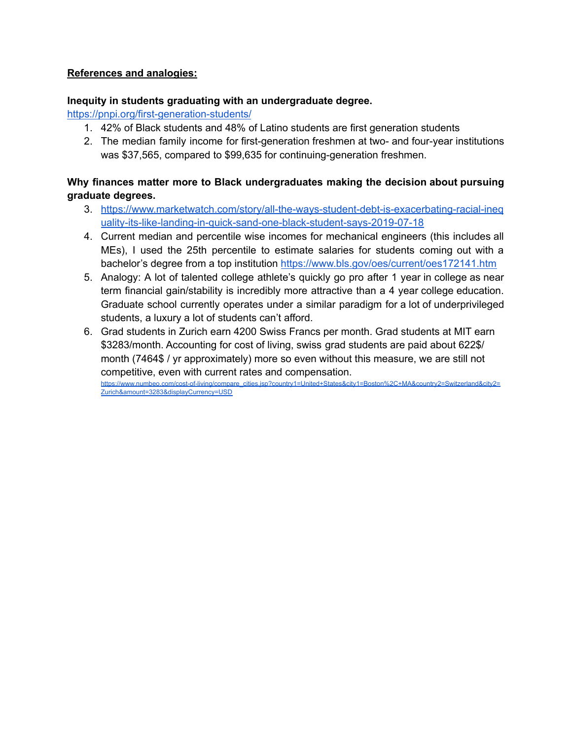**References and analogies:**

**Inequity in students graduating with an undergraduate degree.**
https://pnpi.org/first-generation-students/

1. 42% of Black students and 48% of Latino students are first generation students
2. The median family income for first-generation freshmen at two- and four-year institutions was $37,565, compared to $99,635 for continuing-generation freshmen.

**Why finances matter more to Black undergraduates making the decision about pursuing graduate degrees.**

3. https://www.marketwatch.com/story/all-the-ways-student-debt-is-exacerbating-racial-inequality-its-like-landing-in-quick-sand-one-black-student-says-2019-07-18
4. Current median and percentile wise incomes for mechanical engineers (this includes all MEs), I used the 25th percentile to estimate salaries for students coming out with a bachelor's degree from a top institution https://www.bls.gov/oes/current/oes172141.htm
5. Analogy: A lot of talented college athlete's quickly go pro after 1 year in college as near term financial gain/stability is incredibly more attractive than a 4 year college education. Graduate school currently operates under a similar paradigm for a lot of underprivileged students, a luxury a lot of students can't afford.
6. Grad students in Zurich earn 4200 Swiss Francs per month. Grad students at MIT earn $3283/month. Accounting for cost of living, swiss grad students are paid about 622$/ month (7464$ / yr approximately) more so even without this measure, we are still not competitive, even with current rates and compensation.
   https://www.numbeo.com/cost-of-living/compare_cities.jsp?country1=United+States&city1=Boston%2C+MA&country2=Switzerland&city2=Zurich&amount=3283&displayCurrency=USD